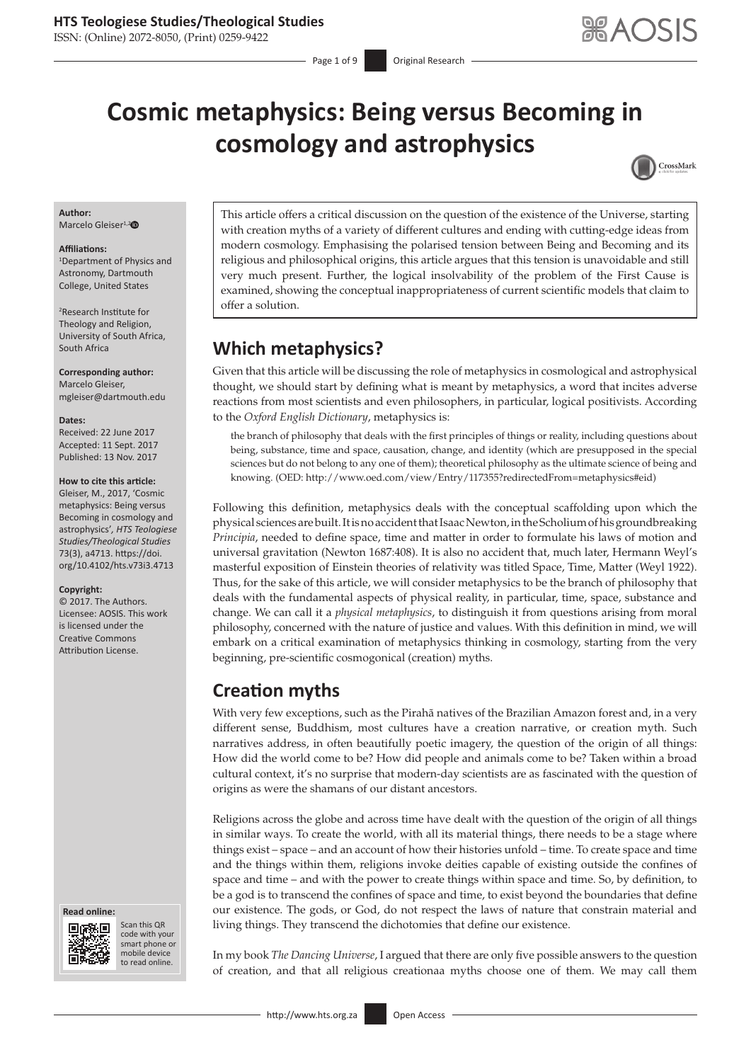# Cosmic metaphysics: Being versus Becoming in cosmology and astrophysics

**Author:**
Marcelo Gleiser[1,2]

**Affiliations:**
[1]Department of Physics and Astronomy, Dartmouth College, United States

[2]Research Institute for Theology and Religion, University of South Africa, South Africa

**Corresponding author:**
Marcelo Gleiser,
mgleiser@dartmouth.edu

**Dates:**
Received: 22 June 2017
Accepted: 11 Sept. 2017
Published: 13 Nov. 2017

**How to cite this article:**
Gleiser, M., 2017, 'Cosmic metaphysics: Being versus Becoming in cosmology and astrophysics', *HTS Teologiese Studies/Theological Studies* 73(3), a4713. https://doi.org/10.4102/hts.v73i3.4713

**Copyright:**
© 2017. The Authors. Licensee: AOSIS. This work is licensed under the Creative Commons Attribution License.

This article offers a critical discussion on the question of the existence of the Universe, starting with creation myths of a variety of different cultures and ending with cutting-edge ideas from modern cosmology. Emphasising the polarised tension between Being and Becoming and its religious and philosophical origins, this article argues that this tension is unavoidable and still very much present. Further, the logical insolvability of the problem of the First Cause is examined, showing the conceptual inappropriateness of current scientific models that claim to offer a solution.

## Which metaphysics?

Given that this article will be discussing the role of metaphysics in cosmological and astrophysical thought, we should start by defining what is meant by metaphysics, a word that incites adverse reactions from most scientists and even philosophers, in particular, logical positivists. According to the *Oxford English Dictionary*, metaphysics is:

> the branch of philosophy that deals with the first principles of things or reality, including questions about being, substance, time and space, causation, change, and identity (which are presupposed in the special sciences but do not belong to any one of them); theoretical philosophy as the ultimate science of being and knowing. (OED: http://www.oed.com/view/Entry/117355?redirectedFrom=metaphysics#eid)

Following this definition, metaphysics deals with the conceptual scaffolding upon which the physical sciences are built. It is no accident that Isaac Newton, in the Scholium of his groundbreaking *Principia*, needed to define space, time and matter in order to formulate his laws of motion and universal gravitation (Newton 1687:408). It is also no accident that, much later, Hermann Weyl's masterful exposition of Einstein theories of relativity was titled Space, Time, Matter (Weyl 1922). Thus, for the sake of this article, we will consider metaphysics to be the branch of philosophy that deals with the fundamental aspects of physical reality, in particular, time, space, substance and change. We can call it a *physical metaphysics*, to distinguish it from questions arising from moral philosophy, concerned with the nature of justice and values. With this definition in mind, we will embark on a critical examination of metaphysics thinking in cosmology, starting from the very beginning, pre-scientific cosmogonical (creation) myths.

## Creation myths

With very few exceptions, such as the Pirahã natives of the Brazilian Amazon forest and, in a very different sense, Buddhism, most cultures have a creation narrative, or creation myth. Such narratives address, in often beautifully poetic imagery, the question of the origin of all things: How did the world come to be? How did people and animals come to be? Taken within a broad cultural context, it's no surprise that modern-day scientists are as fascinated with the question of origins as were the shamans of our distant ancestors.

Religions across the globe and across time have dealt with the question of the origin of all things in similar ways. To create the world, with all its material things, there needs to be a stage where things exist – space – and an account of how their histories unfold – time. To create space and time and the things within them, religions invoke deities capable of existing outside the confines of space and time – and with the power to create things within space and time. So, by definition, to be a god is to transcend the confines of space and time, to exist beyond the boundaries that define our existence. The gods, or God, do not respect the laws of nature that constrain material and living things. They transcend the dichotomies that define our existence.

In my book *The Dancing Universe*, I argued that there are only five possible answers to the question of creation, and that all religious creationaa myths choose one of them. We may call them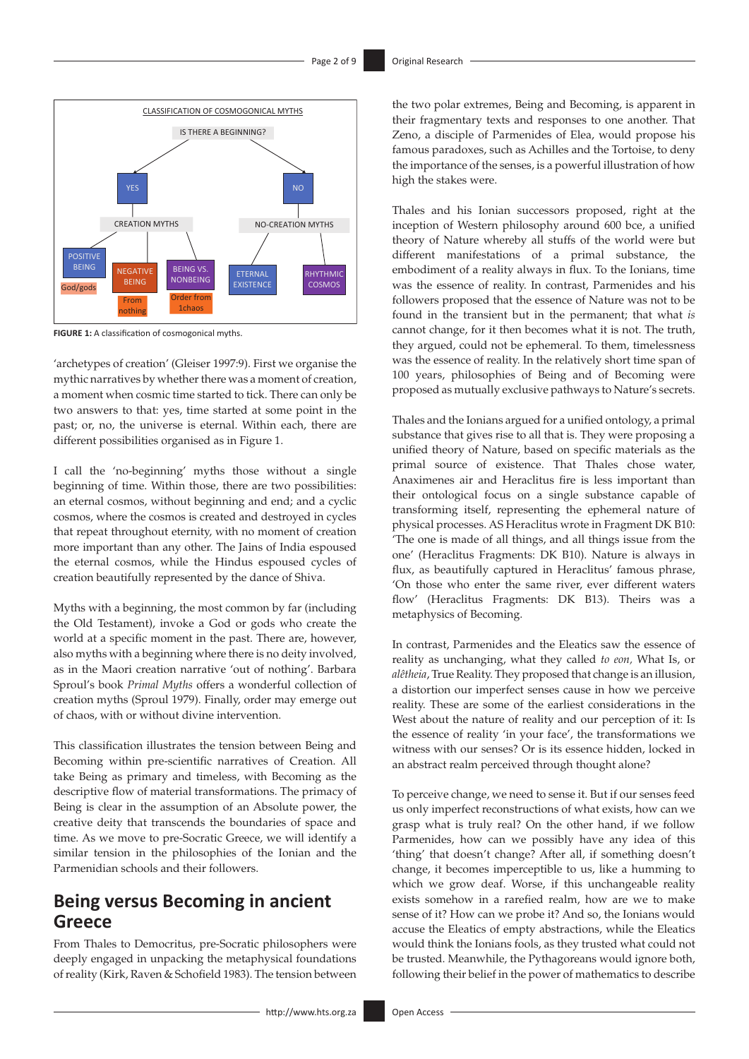CLASSIFICATION OF COSMOGONICAL MYTHS

IS THERE A BEGINNING?

YES

NO

CREATION MYTHS

NO-CREATION MYTHS

POSITIVE BEING

God/gods

NEGATIVE BEING

From nothing

BEING VS. NONBEING

Order from 1chaos

ETERNAL EXISTENCE

RHYTHMIC COSMOS

**FIGURE 1:** A classification of cosmogonical myths.

'archetypes of creation' (Gleiser 1997:9). First we organise the mythic narratives by whether there was a moment of creation, a moment when cosmic time started to tick. There can only be two answers to that: yes, time started at some point in the past; or, no, the universe is eternal. Within each, there are different possibilities organised as in Figure 1.

I call the 'no-beginning' myths those without a single beginning of time. Within those, there are two possibilities: an eternal cosmos, without beginning and end; and a cyclic cosmos, where the cosmos is created and destroyed in cycles that repeat throughout eternity, with no moment of creation more important than any other. The Jains of India espoused the eternal cosmos, while the Hindus espoused cycles of creation beautifully represented by the dance of Shiva.

Myths with a beginning, the most common by far (including the Old Testament), invoke a God or gods who create the world at a specific moment in the past. There are, however, also myths with a beginning where there is no deity involved, as in the Maori creation narrative 'out of nothing'. Barbara Sproul's book *Primal Myths* offers a wonderful collection of creation myths (Sproul 1979). Finally, order may emerge out of chaos, with or without divine intervention.

This classification illustrates the tension between Being and Becoming within pre-scientific narratives of Creation. All take Being as primary and timeless, with Becoming as the descriptive flow of material transformations. The primacy of Being is clear in the assumption of an Absolute power, the creative deity that transcends the boundaries of space and time. As we move to pre-Socratic Greece, we will identify a similar tension in the philosophies of the Ionian and the Parmenidian schools and their followers.

## Being versus Becoming in ancient Greece

From Thales to Democritus, pre-Socratic philosophers were deeply engaged in unpacking the metaphysical foundations of reality (Kirk, Raven & Schofield 1983). The tension between the two polar extremes, Being and Becoming, is apparent in their fragmentary texts and responses to one another. That Zeno, a disciple of Parmenides of Elea, would propose his famous paradoxes, such as Achilles and the Tortoise, to deny the importance of the senses, is a powerful illustration of how high the stakes were.

Thales and his Ionian successors proposed, right at the inception of Western philosophy around 600 bce, a unified theory of Nature whereby all stuffs of the world were but different manifestations of a primal substance, the embodiment of a reality always in flux. To the Ionians, time was the essence of reality. In contrast, Parmenides and his followers proposed that the essence of Nature was not to be found in the transient but in the permanent; that what *is* cannot change, for it then becomes what it is not. The truth, they argued, could not be ephemeral. To them, timelessness was the essence of reality. In the relatively short time span of 100 years, philosophies of Being and of Becoming were proposed as mutually exclusive pathways to Nature's secrets.

Thales and the Ionians argued for a unified ontology, a primal substance that gives rise to all that is. They were proposing a unified theory of Nature, based on specific materials as the primal source of existence. That Thales chose water, Anaximenes air and Heraclitus fire is less important than their ontological focus on a single substance capable of transforming itself, representing the ephemeral nature of physical processes. AS Heraclitus wrote in Fragment DK B10: 'The one is made of all things, and all things issue from the one' (Heraclitus Fragments: DK B10). Nature is always in flux, as beautifully captured in Heraclitus' famous phrase, 'On those who enter the same river, ever different waters flow' (Heraclitus Fragments: DK B13). Theirs was a metaphysics of Becoming.

In contrast, Parmenides and the Eleatics saw the essence of reality as unchanging, what they called *to eon,* What Is, or *alêtheia*, True Reality. They proposed that change is an illusion, a distortion our imperfect senses cause in how we perceive reality. These are some of the earliest considerations in the West about the nature of reality and our perception of it: Is the essence of reality 'in your face', the transformations we witness with our senses? Or is its essence hidden, locked in an abstract realm perceived through thought alone?

To perceive change, we need to sense it. But if our senses feed us only imperfect reconstructions of what exists, how can we grasp what is truly real? On the other hand, if we follow Parmenides, how can we possibly have any idea of this 'thing' that doesn't change? After all, if something doesn't change, it becomes imperceptible to us, like a humming to which we grow deaf. Worse, if this unchangeable reality exists somehow in a rarefied realm, how are we to make sense of it? How can we probe it? And so, the Ionians would accuse the Eleatics of empty abstractions, while the Eleatics would think the Ionians fools, as they trusted what could not be trusted. Meanwhile, the Pythagoreans would ignore both, following their belief in the power of mathematics to describe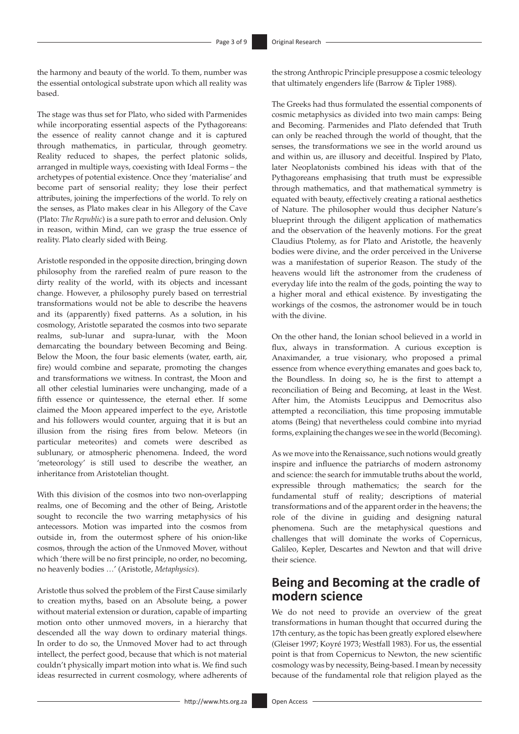the harmony and beauty of the world. To them, number was the essential ontological substrate upon which all reality was based.

The stage was thus set for Plato, who sided with Parmenides while incorporating essential aspects of the Pythagoreans: the essence of reality cannot change and it is captured through mathematics, in particular, through geometry. Reality reduced to shapes, the perfect platonic solids, arranged in multiple ways, coexisting with Ideal Forms – the archetypes of potential existence. Once they 'materialise' and become part of sensorial reality; they lose their perfect attributes, joining the imperfections of the world. To rely on the senses, as Plato makes clear in his Allegory of the Cave (Plato: *The Republic*) is a sure path to error and delusion. Only in reason, within Mind, can we grasp the true essence of reality. Plato clearly sided with Being.

Aristotle responded in the opposite direction, bringing down philosophy from the rarefied realm of pure reason to the dirty reality of the world, with its objects and incessant change. However, a philosophy purely based on terrestrial transformations would not be able to describe the heavens and its (apparently) fixed patterns. As a solution, in his cosmology, Aristotle separated the cosmos into two separate realms, sub-lunar and supra-lunar, with the Moon demarcating the boundary between Becoming and Being. Below the Moon, the four basic elements (water, earth, air, fire) would combine and separate, promoting the changes and transformations we witness. In contrast, the Moon and all other celestial luminaries were unchanging, made of a fifth essence or quintessence, the eternal ether. If some claimed the Moon appeared imperfect to the eye, Aristotle and his followers would counter, arguing that it is but an illusion from the rising fires from below. Meteors (in particular meteorites) and comets were described as sublunary, or atmospheric phenomena. Indeed, the word 'meteorology' is still used to describe the weather, an inheritance from Aristotelian thought.

With this division of the cosmos into two non-overlapping realms, one of Becoming and the other of Being, Aristotle sought to reconcile the two warring metaphysics of his antecessors. Motion was imparted into the cosmos from outside in, from the outermost sphere of his onion-like cosmos, through the action of the Unmoved Mover, without which 'there will be no first principle, no order, no becoming, no heavenly bodies …' (Aristotle, *Metaphysics*).

Aristotle thus solved the problem of the First Cause similarly to creation myths, based on an Absolute being, a power without material extension or duration, capable of imparting motion onto other unmoved movers, in a hierarchy that descended all the way down to ordinary material things. In order to do so, the Unmoved Mover had to act through intellect, the perfect good, because that which is not material couldn't physically impart motion into what is. We find such ideas resurrected in current cosmology, where adherents of the strong Anthropic Principle presuppose a cosmic teleology that ultimately engenders life (Barrow & Tipler 1988).

The Greeks had thus formulated the essential components of cosmic metaphysics as divided into two main camps: Being and Becoming. Parmenides and Plato defended that Truth can only be reached through the world of thought, that the senses, the transformations we see in the world around us and within us, are illusory and deceitful. Inspired by Plato, later Neoplatonists combined his ideas with that of the Pythagoreans emphasising that truth must be expressible through mathematics, and that mathematical symmetry is equated with beauty, effectively creating a rational aesthetics of Nature. The philosopher would thus decipher Nature's blueprint through the diligent application of mathematics and the observation of the heavenly motions. For the great Claudius Ptolemy, as for Plato and Aristotle, the heavenly bodies were divine, and the order perceived in the Universe was a manifestation of superior Reason. The study of the heavens would lift the astronomer from the crudeness of everyday life into the realm of the gods, pointing the way to a higher moral and ethical existence. By investigating the workings of the cosmos, the astronomer would be in touch with the divine.

On the other hand, the Ionian school believed in a world in flux, always in transformation. A curious exception is Anaximander, a true visionary, who proposed a primal essence from whence everything emanates and goes back to, the Boundless. In doing so, he is the first to attempt a reconciliation of Being and Becoming, at least in the West. After him, the Atomists Leucippus and Democritus also attempted a reconciliation, this time proposing immutable atoms (Being) that nevertheless could combine into myriad forms, explaining the changes we see in the world (Becoming).

As we move into the Renaissance, such notions would greatly inspire and influence the patriarchs of modern astronomy and science: the search for immutable truths about the world, expressible through mathematics; the search for the fundamental stuff of reality; descriptions of material transformations and of the apparent order in the heavens; the role of the divine in guiding and designing natural phenomena. Such are the metaphysical questions and challenges that will dominate the works of Copernicus, Galileo, Kepler, Descartes and Newton and that will drive their science.

## Being and Becoming at the cradle of modern science

We do not need to provide an overview of the great transformations in human thought that occurred during the 17th century, as the topic has been greatly explored elsewhere (Gleiser 1997; Koyré 1973; Westfall 1983). For us, the essential point is that from Copernicus to Newton, the new scientific cosmology was by necessity, Being-based. I mean by necessity because of the fundamental role that religion played as the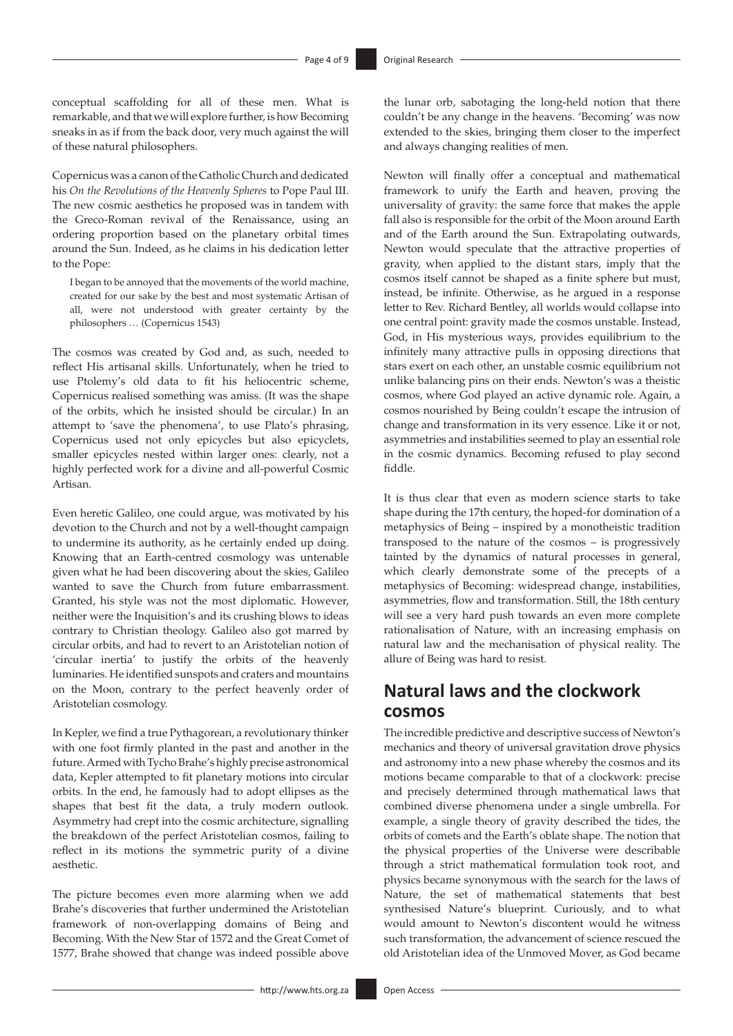conceptual scaffolding for all of these men. What is remarkable, and that we will explore further, is how Becoming sneaks in as if from the back door, very much against the will of these natural philosophers.

Copernicus was a canon of the Catholic Church and dedicated his *On the Revolutions of the Heavenly Spheres* to Pope Paul III. The new cosmic aesthetics he proposed was in tandem with the Greco-Roman revival of the Renaissance, using an ordering proportion based on the planetary orbital times around the Sun. Indeed, as he claims in his dedication letter to the Pope:

> I began to be annoyed that the movements of the world machine, created for our sake by the best and most systematic Artisan of all, were not understood with greater certainty by the philosophers … (Copernicus 1543)

The cosmos was created by God and, as such, needed to reflect His artisanal skills. Unfortunately, when he tried to use Ptolemy's old data to fit his heliocentric scheme, Copernicus realised something was amiss. (It was the shape of the orbits, which he insisted should be circular.) In an attempt to 'save the phenomena', to use Plato's phrasing, Copernicus used not only epicycles but also epicyclets, smaller epicycles nested within larger ones: clearly, not a highly perfected work for a divine and all-powerful Cosmic Artisan.

Even heretic Galileo, one could argue, was motivated by his devotion to the Church and not by a well-thought campaign to undermine its authority, as he certainly ended up doing. Knowing that an Earth-centred cosmology was untenable given what he had been discovering about the skies, Galileo wanted to save the Church from future embarrassment. Granted, his style was not the most diplomatic. However, neither were the Inquisition's and its crushing blows to ideas contrary to Christian theology. Galileo also got marred by circular orbits, and had to revert to an Aristotelian notion of 'circular inertia' to justify the orbits of the heavenly luminaries. He identified sunspots and craters and mountains on the Moon, contrary to the perfect heavenly order of Aristotelian cosmology.

In Kepler, we find a true Pythagorean, a revolutionary thinker with one foot firmly planted in the past and another in the future. Armed with Tycho Brahe's highly precise astronomical data, Kepler attempted to fit planetary motions into circular orbits. In the end, he famously had to adopt ellipses as the shapes that best fit the data, a truly modern outlook. Asymmetry had crept into the cosmic architecture, signalling the breakdown of the perfect Aristotelian cosmos, failing to reflect in its motions the symmetric purity of a divine aesthetic.

The picture becomes even more alarming when we add Brahe's discoveries that further undermined the Aristotelian framework of non-overlapping domains of Being and Becoming. With the New Star of 1572 and the Great Comet of 1577, Brahe showed that change was indeed possible above the lunar orb, sabotaging the long-held notion that there couldn't be any change in the heavens. 'Becoming' was now extended to the skies, bringing them closer to the imperfect and always changing realities of men.

Newton will finally offer a conceptual and mathematical framework to unify the Earth and heaven, proving the universality of gravity: the same force that makes the apple fall also is responsible for the orbit of the Moon around Earth and of the Earth around the Sun. Extrapolating outwards, Newton would speculate that the attractive properties of gravity, when applied to the distant stars, imply that the cosmos itself cannot be shaped as a finite sphere but must, instead, be infinite. Otherwise, as he argued in a response letter to Rev. Richard Bentley, all worlds would collapse into one central point: gravity made the cosmos unstable. Instead, God, in His mysterious ways, provides equilibrium to the infinitely many attractive pulls in opposing directions that stars exert on each other, an unstable cosmic equilibrium not unlike balancing pins on their ends. Newton's was a theistic cosmos, where God played an active dynamic role. Again, a cosmos nourished by Being couldn't escape the intrusion of change and transformation in its very essence. Like it or not, asymmetries and instabilities seemed to play an essential role in the cosmic dynamics. Becoming refused to play second fiddle.

It is thus clear that even as modern science starts to take shape during the 17th century, the hoped-for domination of a metaphysics of Being – inspired by a monotheistic tradition transposed to the nature of the cosmos – is progressively tainted by the dynamics of natural processes in general, which clearly demonstrate some of the precepts of a metaphysics of Becoming: widespread change, instabilities, asymmetries, flow and transformation. Still, the 18th century will see a very hard push towards an even more complete rationalisation of Nature, with an increasing emphasis on natural law and the mechanisation of physical reality. The allure of Being was hard to resist.

## Natural laws and the clockwork cosmos

The incredible predictive and descriptive success of Newton's mechanics and theory of universal gravitation drove physics and astronomy into a new phase whereby the cosmos and its motions became comparable to that of a clockwork: precise and precisely determined through mathematical laws that combined diverse phenomena under a single umbrella. For example, a single theory of gravity described the tides, the orbits of comets and the Earth's oblate shape. The notion that the physical properties of the Universe were describable through a strict mathematical formulation took root, and physics became synonymous with the search for the laws of Nature, the set of mathematical statements that best synthesised Nature's blueprint. Curiously, and to what would amount to Newton's discontent would he witness such transformation, the advancement of science rescued the old Aristotelian idea of the Unmoved Mover, as God became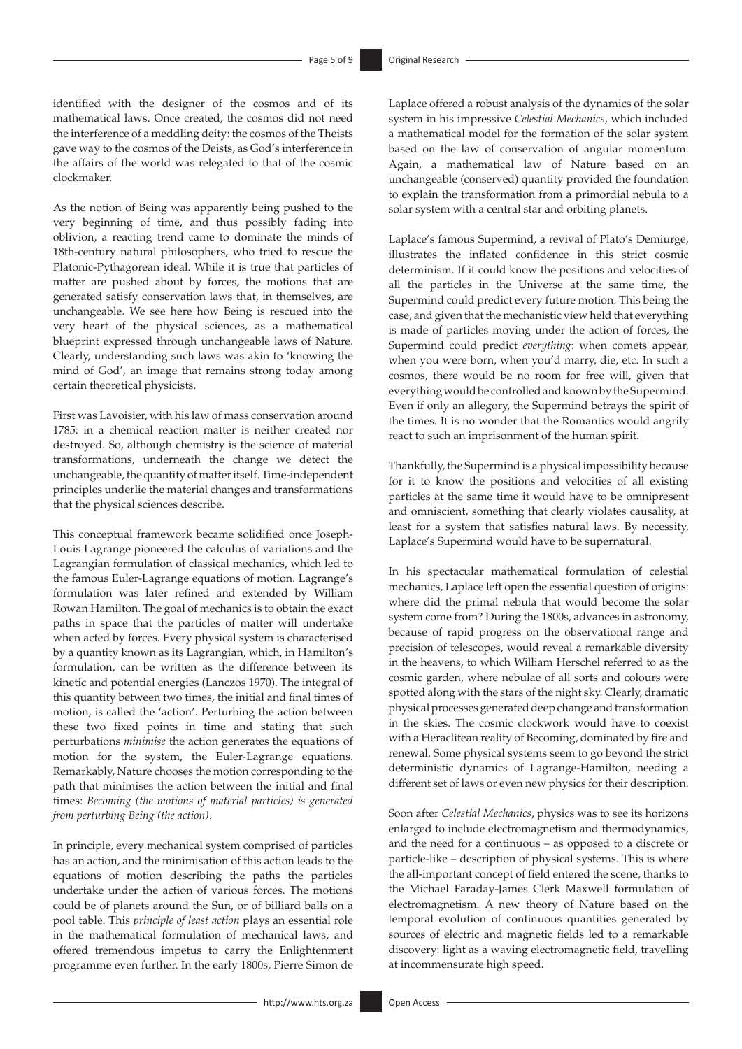identified with the designer of the cosmos and of its mathematical laws. Once created, the cosmos did not need the interference of a meddling deity: the cosmos of the Theists gave way to the cosmos of the Deists, as God's interference in the affairs of the world was relegated to that of the cosmic clockmaker.

As the notion of Being was apparently being pushed to the very beginning of time, and thus possibly fading into oblivion, a reacting trend came to dominate the minds of 18th-century natural philosophers, who tried to rescue the Platonic-Pythagorean ideal. While it is true that particles of matter are pushed about by forces, the motions that are generated satisfy conservation laws that, in themselves, are unchangeable. We see here how Being is rescued into the very heart of the physical sciences, as a mathematical blueprint expressed through unchangeable laws of Nature. Clearly, understanding such laws was akin to 'knowing the mind of God', an image that remains strong today among certain theoretical physicists.

First was Lavoisier, with his law of mass conservation around 1785: in a chemical reaction matter is neither created nor destroyed. So, although chemistry is the science of material transformations, underneath the change we detect the unchangeable, the quantity of matter itself. Time-independent principles underlie the material changes and transformations that the physical sciences describe.

This conceptual framework became solidified once Joseph-Louis Lagrange pioneered the calculus of variations and the Lagrangian formulation of classical mechanics, which led to the famous Euler-Lagrange equations of motion. Lagrange's formulation was later refined and extended by William Rowan Hamilton. The goal of mechanics is to obtain the exact paths in space that the particles of matter will undertake when acted by forces. Every physical system is characterised by a quantity known as its Lagrangian, which, in Hamilton's formulation, can be written as the difference between its kinetic and potential energies (Lanczos 1970). The integral of this quantity between two times, the initial and final times of motion, is called the 'action'. Perturbing the action between these two fixed points in time and stating that such perturbations *minimise* the action generates the equations of motion for the system, the Euler-Lagrange equations. Remarkably, Nature chooses the motion corresponding to the path that minimises the action between the initial and final times: *Becoming (the motions of material particles) is generated from perturbing Being (the action).*

In principle, every mechanical system comprised of particles has an action, and the minimisation of this action leads to the equations of motion describing the paths the particles undertake under the action of various forces. The motions could be of planets around the Sun, or of billiard balls on a pool table. This *principle of least action* plays an essential role in the mathematical formulation of mechanical laws, and offered tremendous impetus to carry the Enlightenment programme even further. In the early 1800s, Pierre Simon de Laplace offered a robust analysis of the dynamics of the solar system in his impressive *Celestial Mechanics*, which included a mathematical model for the formation of the solar system based on the law of conservation of angular momentum. Again, a mathematical law of Nature based on an unchangeable (conserved) quantity provided the foundation to explain the transformation from a primordial nebula to a solar system with a central star and orbiting planets.

Laplace's famous Supermind, a revival of Plato's Demiurge, illustrates the inflated confidence in this strict cosmic determinism. If it could know the positions and velocities of all the particles in the Universe at the same time, the Supermind could predict every future motion. This being the case, and given that the mechanistic view held that everything is made of particles moving under the action of forces, the Supermind could predict *everything*: when comets appear, when you were born, when you'd marry, die, etc. In such a cosmos, there would be no room for free will, given that everything would be controlled and known by the Supermind. Even if only an allegory, the Supermind betrays the spirit of the times. It is no wonder that the Romantics would angrily react to such an imprisonment of the human spirit.

Thankfully, the Supermind is a physical impossibility because for it to know the positions and velocities of all existing particles at the same time it would have to be omnipresent and omniscient, something that clearly violates causality, at least for a system that satisfies natural laws. By necessity, Laplace's Supermind would have to be supernatural.

In his spectacular mathematical formulation of celestial mechanics, Laplace left open the essential question of origins: where did the primal nebula that would become the solar system come from? During the 1800s, advances in astronomy, because of rapid progress on the observational range and precision of telescopes, would reveal a remarkable diversity in the heavens, to which William Herschel referred to as the cosmic garden, where nebulae of all sorts and colours were spotted along with the stars of the night sky. Clearly, dramatic physical processes generated deep change and transformation in the skies. The cosmic clockwork would have to coexist with a Heraclitean reality of Becoming, dominated by fire and renewal. Some physical systems seem to go beyond the strict deterministic dynamics of Lagrange-Hamilton, needing a different set of laws or even new physics for their description.

Soon after *Celestial Mechanics*, physics was to see its horizons enlarged to include electromagnetism and thermodynamics, and the need for a continuous – as opposed to a discrete or particle-like – description of physical systems. This is where the all-important concept of field entered the scene, thanks to the Michael Faraday-James Clerk Maxwell formulation of electromagnetism. A new theory of Nature based on the temporal evolution of continuous quantities generated by sources of electric and magnetic fields led to a remarkable discovery: light as a waving electromagnetic field, travelling at incommensurate high speed.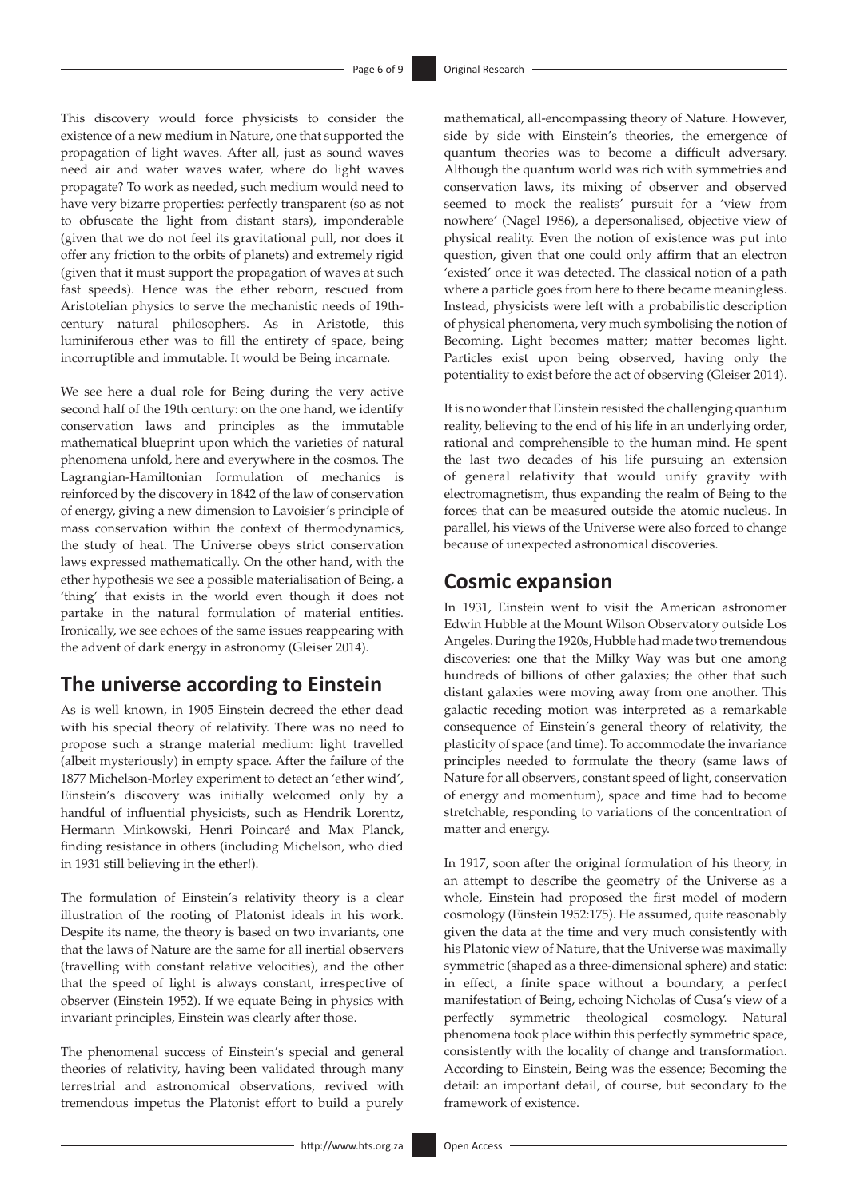This discovery would force physicists to consider the existence of a new medium in Nature, one that supported the propagation of light waves. After all, just as sound waves need air and water waves water, where do light waves propagate? To work as needed, such medium would need to have very bizarre properties: perfectly transparent (so as not to obfuscate the light from distant stars), imponderable (given that we do not feel its gravitational pull, nor does it offer any friction to the orbits of planets) and extremely rigid (given that it must support the propagation of waves at such fast speeds). Hence was the ether reborn, rescued from Aristotelian physics to serve the mechanistic needs of 19th-century natural philosophers. As in Aristotle, this luminiferous ether was to fill the entirety of space, being incorruptible and immutable. It would be Being incarnate.

We see here a dual role for Being during the very active second half of the 19th century: on the one hand, we identify conservation laws and principles as the immutable mathematical blueprint upon which the varieties of natural phenomena unfold, here and everywhere in the cosmos. The Lagrangian-Hamiltonian formulation of mechanics is reinforced by the discovery in 1842 of the law of conservation of energy, giving a new dimension to Lavoisier's principle of mass conservation within the context of thermodynamics, the study of heat. The Universe obeys strict conservation laws expressed mathematically. On the other hand, with the ether hypothesis we see a possible materialisation of Being, a 'thing' that exists in the world even though it does not partake in the natural formulation of material entities. Ironically, we see echoes of the same issues reappearing with the advent of dark energy in astronomy (Gleiser 2014).

## The universe according to Einstein

As is well known, in 1905 Einstein decreed the ether dead with his special theory of relativity. There was no need to propose such a strange material medium: light travelled (albeit mysteriously) in empty space. After the failure of the 1877 Michelson-Morley experiment to detect an 'ether wind', Einstein's discovery was initially welcomed only by a handful of influential physicists, such as Hendrik Lorentz, Hermann Minkowski, Henri Poincaré and Max Planck, finding resistance in others (including Michelson, who died in 1931 still believing in the ether!).

The formulation of Einstein's relativity theory is a clear illustration of the rooting of Platonist ideals in his work. Despite its name, the theory is based on two invariants, one that the laws of Nature are the same for all inertial observers (travelling with constant relative velocities), and the other that the speed of light is always constant, irrespective of observer (Einstein 1952). If we equate Being in physics with invariant principles, Einstein was clearly after those.

The phenomenal success of Einstein's special and general theories of relativity, having been validated through many terrestrial and astronomical observations, revived with tremendous impetus the Platonist effort to build a purely mathematical, all-encompassing theory of Nature. However, side by side with Einstein's theories, the emergence of quantum theories was to become a difficult adversary. Although the quantum world was rich with symmetries and conservation laws, its mixing of observer and observed seemed to mock the realists' pursuit for a 'view from nowhere' (Nagel 1986), a depersonalised, objective view of physical reality. Even the notion of existence was put into question, given that one could only affirm that an electron 'existed' once it was detected. The classical notion of a path where a particle goes from here to there became meaningless. Instead, physicists were left with a probabilistic description of physical phenomena, very much symbolising the notion of Becoming. Light becomes matter; matter becomes light. Particles exist upon being observed, having only the potentiality to exist before the act of observing (Gleiser 2014).

It is no wonder that Einstein resisted the challenging quantum reality, believing to the end of his life in an underlying order, rational and comprehensible to the human mind. He spent the last two decades of his life pursuing an extension of general relativity that would unify gravity with electromagnetism, thus expanding the realm of Being to the forces that can be measured outside the atomic nucleus. In parallel, his views of the Universe were also forced to change because of unexpected astronomical discoveries.

## Cosmic expansion

In 1931, Einstein went to visit the American astronomer Edwin Hubble at the Mount Wilson Observatory outside Los Angeles. During the 1920s, Hubble had made two tremendous discoveries: one that the Milky Way was but one among hundreds of billions of other galaxies; the other that such distant galaxies were moving away from one another. This galactic receding motion was interpreted as a remarkable consequence of Einstein's general theory of relativity, the plasticity of space (and time). To accommodate the invariance principles needed to formulate the theory (same laws of Nature for all observers, constant speed of light, conservation of energy and momentum), space and time had to become stretchable, responding to variations of the concentration of matter and energy.

In 1917, soon after the original formulation of his theory, in an attempt to describe the geometry of the Universe as a whole, Einstein had proposed the first model of modern cosmology (Einstein 1952:175). He assumed, quite reasonably given the data at the time and very much consistently with his Platonic view of Nature, that the Universe was maximally symmetric (shaped as a three-dimensional sphere) and static: in effect, a finite space without a boundary, a perfect manifestation of Being, echoing Nicholas of Cusa's view of a perfectly symmetric theological cosmology. Natural phenomena took place within this perfectly symmetric space, consistently with the locality of change and transformation. According to Einstein, Being was the essence; Becoming the detail: an important detail, of course, but secondary to the framework of existence.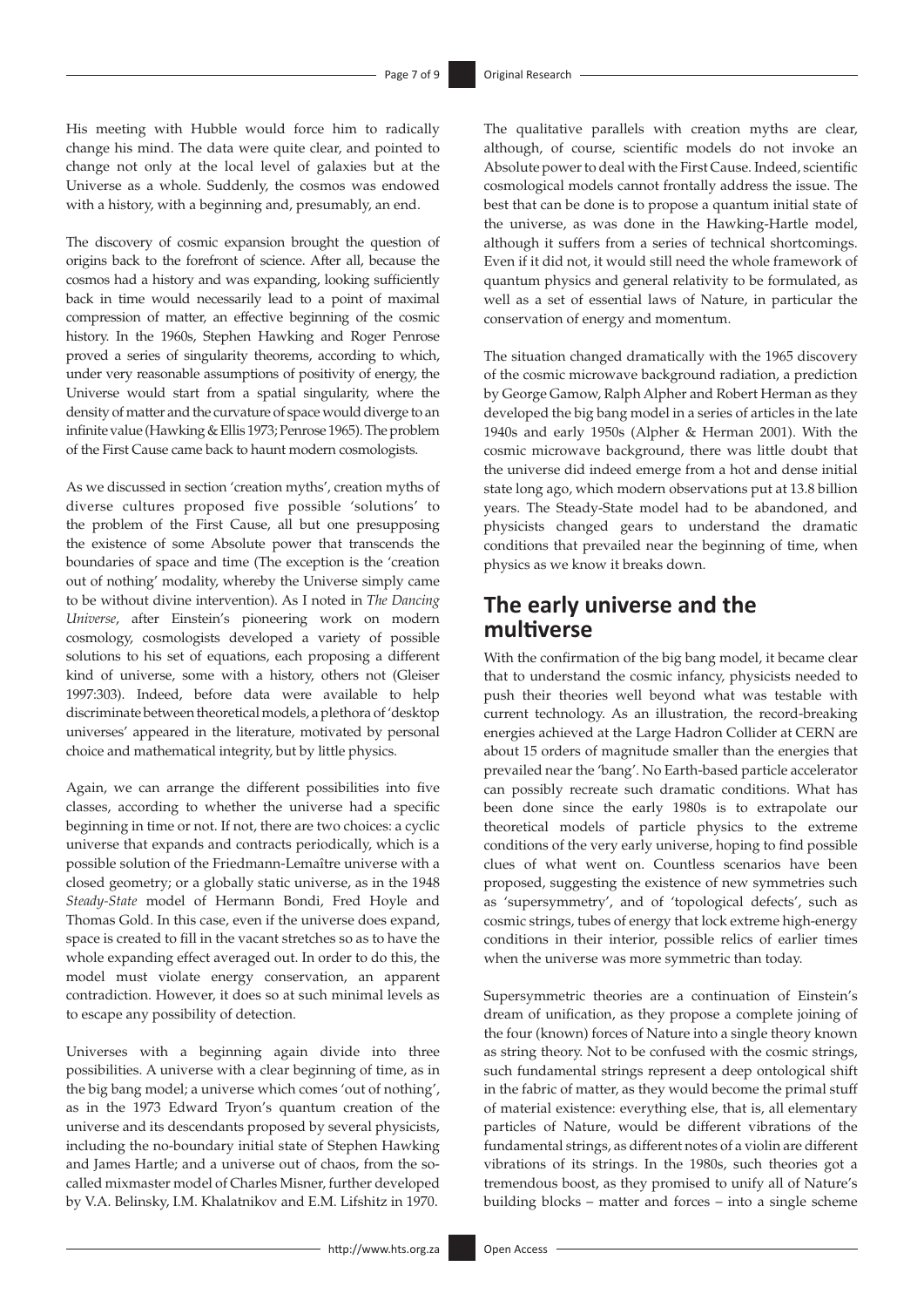His meeting with Hubble would force him to radically change his mind. The data were quite clear, and pointed to change not only at the local level of galaxies but at the Universe as a whole. Suddenly, the cosmos was endowed with a history, with a beginning and, presumably, an end.

The discovery of cosmic expansion brought the question of origins back to the forefront of science. After all, because the cosmos had a history and was expanding, looking sufficiently back in time would necessarily lead to a point of maximal compression of matter, an effective beginning of the cosmic history. In the 1960s, Stephen Hawking and Roger Penrose proved a series of singularity theorems, according to which, under very reasonable assumptions of positivity of energy, the Universe would start from a spatial singularity, where the density of matter and the curvature of space would diverge to an infinite value (Hawking & Ellis 1973; Penrose 1965). The problem of the First Cause came back to haunt modern cosmologists.

As we discussed in section 'creation myths', creation myths of diverse cultures proposed five possible 'solutions' to the problem of the First Cause, all but one presupposing the existence of some Absolute power that transcends the boundaries of space and time (The exception is the 'creation out of nothing' modality, whereby the Universe simply came to be without divine intervention). As I noted in *The Dancing Universe*, after Einstein's pioneering work on modern cosmology, cosmologists developed a variety of possible solutions to his set of equations, each proposing a different kind of universe, some with a history, others not (Gleiser 1997:303). Indeed, before data were available to help discriminate between theoretical models, a plethora of 'desktop universes' appeared in the literature, motivated by personal choice and mathematical integrity, but by little physics.

Again, we can arrange the different possibilities into five classes, according to whether the universe had a specific beginning in time or not. If not, there are two choices: a cyclic universe that expands and contracts periodically, which is a possible solution of the Friedmann-Lemaître universe with a closed geometry; or a globally static universe, as in the 1948 *Steady-State* model of Hermann Bondi, Fred Hoyle and Thomas Gold. In this case, even if the universe does expand, space is created to fill in the vacant stretches so as to have the whole expanding effect averaged out. In order to do this, the model must violate energy conservation, an apparent contradiction. However, it does so at such minimal levels as to escape any possibility of detection.

Universes with a beginning again divide into three possibilities. A universe with a clear beginning of time, as in the big bang model; a universe which comes 'out of nothing', as in the 1973 Edward Tryon's quantum creation of the universe and its descendants proposed by several physicists, including the no-boundary initial state of Stephen Hawking and James Hartle; and a universe out of chaos, from the so-called mixmaster model of Charles Misner, further developed by V.A. Belinsky, I.M. Khalatnikov and E.M. Lifshitz in 1970.

The qualitative parallels with creation myths are clear, although, of course, scientific models do not invoke an Absolute power to deal with the First Cause. Indeed, scientific cosmological models cannot frontally address the issue. The best that can be done is to propose a quantum initial state of the universe, as was done in the Hawking-Hartle model, although it suffers from a series of technical shortcomings. Even if it did not, it would still need the whole framework of quantum physics and general relativity to be formulated, as well as a set of essential laws of Nature, in particular the conservation of energy and momentum.

The situation changed dramatically with the 1965 discovery of the cosmic microwave background radiation, a prediction by George Gamow, Ralph Alpher and Robert Herman as they developed the big bang model in a series of articles in the late 1940s and early 1950s (Alpher & Herman 2001). With the cosmic microwave background, there was little doubt that the universe did indeed emerge from a hot and dense initial state long ago, which modern observations put at 13.8 billion years. The Steady-State model had to be abandoned, and physicists changed gears to understand the dramatic conditions that prevailed near the beginning of time, when physics as we know it breaks down.

## The early universe and the multiverse

With the confirmation of the big bang model, it became clear that to understand the cosmic infancy, physicists needed to push their theories well beyond what was testable with current technology. As an illustration, the record-breaking energies achieved at the Large Hadron Collider at CERN are about 15 orders of magnitude smaller than the energies that prevailed near the 'bang'. No Earth-based particle accelerator can possibly recreate such dramatic conditions. What has been done since the early 1980s is to extrapolate our theoretical models of particle physics to the extreme conditions of the very early universe, hoping to find possible clues of what went on. Countless scenarios have been proposed, suggesting the existence of new symmetries such as 'supersymmetry', and of 'topological defects', such as cosmic strings, tubes of energy that lock extreme high-energy conditions in their interior, possible relics of earlier times when the universe was more symmetric than today.

Supersymmetric theories are a continuation of Einstein's dream of unification, as they propose a complete joining of the four (known) forces of Nature into a single theory known as string theory. Not to be confused with the cosmic strings, such fundamental strings represent a deep ontological shift in the fabric of matter, as they would become the primal stuff of material existence: everything else, that is, all elementary particles of Nature, would be different vibrations of the fundamental strings, as different notes of a violin are different vibrations of its strings. In the 1980s, such theories got a tremendous boost, as they promised to unify all of Nature's building blocks – matter and forces – into a single scheme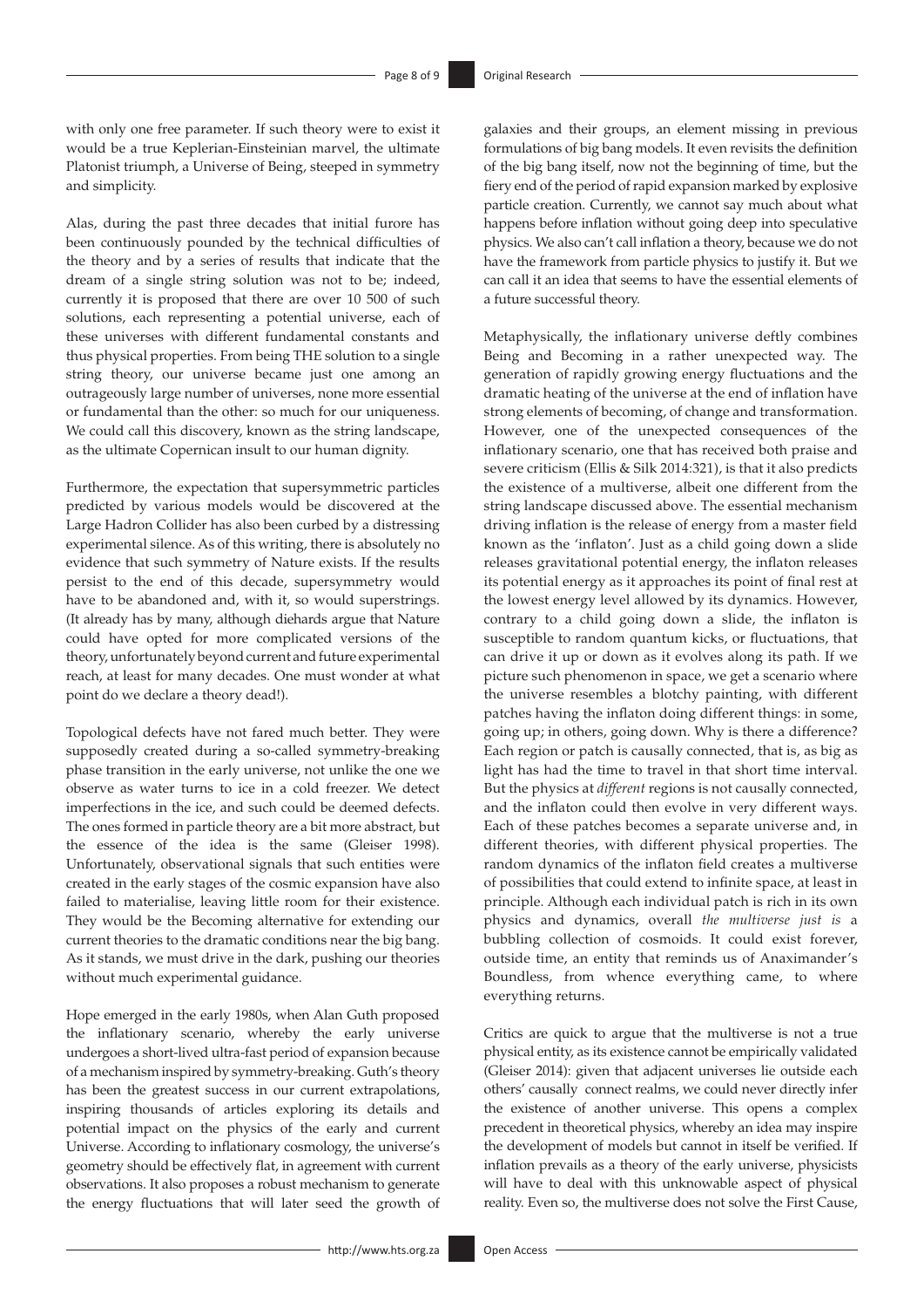with only one free parameter. If such theory were to exist it would be a true Keplerian-Einsteinian marvel, the ultimate Platonist triumph, a Universe of Being, steeped in symmetry and simplicity.

Alas, during the past three decades that initial furore has been continuously pounded by the technical difficulties of the theory and by a series of results that indicate that the dream of a single string solution was not to be; indeed, currently it is proposed that there are over 10 500 of such solutions, each representing a potential universe, each of these universes with different fundamental constants and thus physical properties. From being THE solution to a single string theory, our universe became just one among an outrageously large number of universes, none more essential or fundamental than the other: so much for our uniqueness. We could call this discovery, known as the string landscape, as the ultimate Copernican insult to our human dignity.

Furthermore, the expectation that supersymmetric particles predicted by various models would be discovered at the Large Hadron Collider has also been curbed by a distressing experimental silence. As of this writing, there is absolutely no evidence that such symmetry of Nature exists. If the results persist to the end of this decade, supersymmetry would have to be abandoned and, with it, so would superstrings. (It already has by many, although diehards argue that Nature could have opted for more complicated versions of the theory, unfortunately beyond current and future experimental reach, at least for many decades. One must wonder at what point do we declare a theory dead!).

Topological defects have not fared much better. They were supposedly created during a so-called symmetry-breaking phase transition in the early universe, not unlike the one we observe as water turns to ice in a cold freezer. We detect imperfections in the ice, and such could be deemed defects. The ones formed in particle theory are a bit more abstract, but the essence of the idea is the same (Gleiser 1998). Unfortunately, observational signals that such entities were created in the early stages of the cosmic expansion have also failed to materialise, leaving little room for their existence. They would be the Becoming alternative for extending our current theories to the dramatic conditions near the big bang. As it stands, we must drive in the dark, pushing our theories without much experimental guidance.

Hope emerged in the early 1980s, when Alan Guth proposed the inflationary scenario, whereby the early universe undergoes a short-lived ultra-fast period of expansion because of a mechanism inspired by symmetry-breaking. Guth's theory has been the greatest success in our current extrapolations, inspiring thousands of articles exploring its details and potential impact on the physics of the early and current Universe. According to inflationary cosmology, the universe's geometry should be effectively flat, in agreement with current observations. It also proposes a robust mechanism to generate the energy fluctuations that will later seed the growth of galaxies and their groups, an element missing in previous formulations of big bang models. It even revisits the definition of the big bang itself, now not the beginning of time, but the fiery end of the period of rapid expansion marked by explosive particle creation. Currently, we cannot say much about what happens before inflation without going deep into speculative physics. We also can't call inflation a theory, because we do not have the framework from particle physics to justify it. But we can call it an idea that seems to have the essential elements of a future successful theory.

Metaphysically, the inflationary universe deftly combines Being and Becoming in a rather unexpected way. The generation of rapidly growing energy fluctuations and the dramatic heating of the universe at the end of inflation have strong elements of becoming, of change and transformation. However, one of the unexpected consequences of the inflationary scenario, one that has received both praise and severe criticism (Ellis & Silk 2014:321), is that it also predicts the existence of a multiverse, albeit one different from the string landscape discussed above. The essential mechanism driving inflation is the release of energy from a master field known as the 'inflaton'. Just as a child going down a slide releases gravitational potential energy, the inflaton releases its potential energy as it approaches its point of final rest at the lowest energy level allowed by its dynamics. However, contrary to a child going down a slide, the inflaton is susceptible to random quantum kicks, or fluctuations, that can drive it up or down as it evolves along its path. If we picture such phenomenon in space, we get a scenario where the universe resembles a blotchy painting, with different patches having the inflaton doing different things: in some, going up; in others, going down. Why is there a difference? Each region or patch is causally connected, that is, as big as light has had the time to travel in that short time interval. But the physics at *different* regions is not causally connected, and the inflaton could then evolve in very different ways. Each of these patches becomes a separate universe and, in different theories, with different physical properties. The random dynamics of the inflaton field creates a multiverse of possibilities that could extend to infinite space, at least in principle. Although each individual patch is rich in its own physics and dynamics, overall *the multiverse just is* a bubbling collection of cosmoids. It could exist forever, outside time, an entity that reminds us of Anaximander's Boundless, from whence everything came, to where everything returns.

Critics are quick to argue that the multiverse is not a true physical entity, as its existence cannot be empirically validated (Gleiser 2014): given that adjacent universes lie outside each others' causally connect realms, we could never directly infer the existence of another universe. This opens a complex precedent in theoretical physics, whereby an idea may inspire the development of models but cannot in itself be verified. If inflation prevails as a theory of the early universe, physicists will have to deal with this unknowable aspect of physical reality. Even so, the multiverse does not solve the First Cause,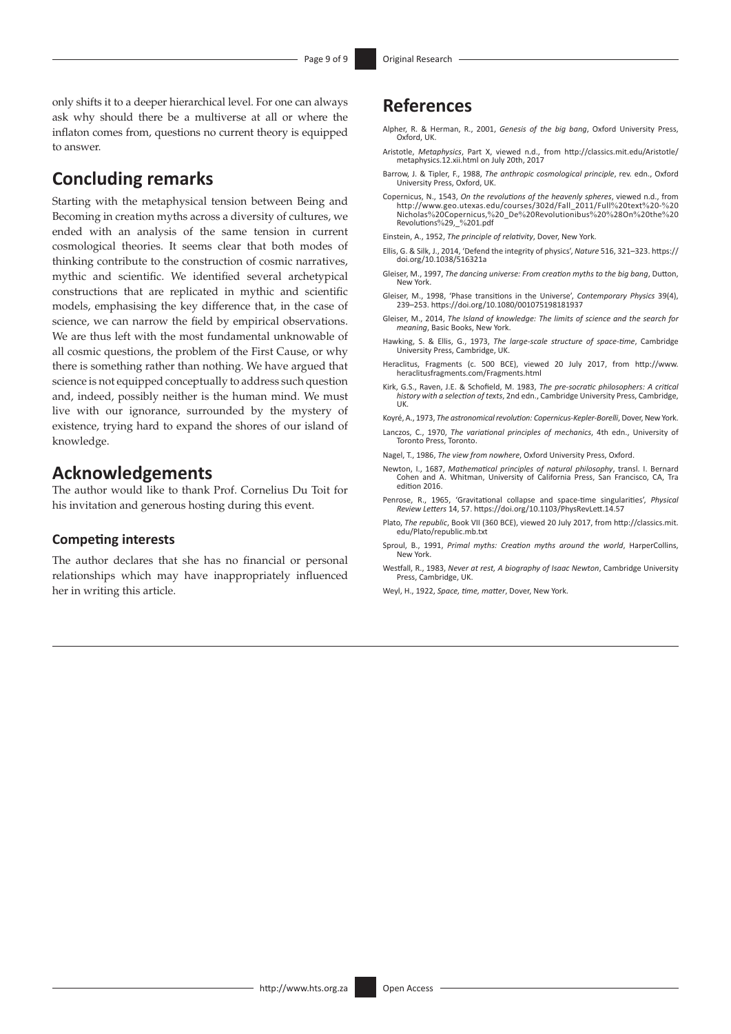only shifts it to a deeper hierarchical level. For one can always ask why should there be a multiverse at all or where the inflaton comes from, questions no current theory is equipped to answer.

## Concluding remarks

Starting with the metaphysical tension between Being and Becoming in creation myths across a diversity of cultures, we ended with an analysis of the same tension in current cosmological theories. It seems clear that both modes of thinking contribute to the construction of cosmic narratives, mythic and scientific. We identified several archetypical constructions that are replicated in mythic and scientific models, emphasising the key difference that, in the case of science, we can narrow the field by empirical observations. We are thus left with the most fundamental unknowable of all cosmic questions, the problem of the First Cause, or why there is something rather than nothing. We have argued that science is not equipped conceptually to address such question and, indeed, possibly neither is the human mind. We must live with our ignorance, surrounded by the mystery of existence, trying hard to expand the shores of our island of knowledge.

## Acknowledgements

The author would like to thank Prof. Cornelius Du Toit for his invitation and generous hosting during this event.

### Competing interests

The author declares that she has no financial or personal relationships which may have inappropriately influenced her in writing this article.

## References

Alpher, R. & Herman, R., 2001, *Genesis of the big bang*, Oxford University Press, Oxford, UK.

Aristotle, *Metaphysics*, Part X, viewed n.d., from http://classics.mit.edu/Aristotle/metaphysics.12.xii.html on July 20th, 2017

Barrow, J. & Tipler, F., 1988, *The anthropic cosmological principle*, rev. edn., Oxford University Press, Oxford, UK.

Copernicus, N., 1543, *On the revolutions of the heavenly spheres*, viewed n.d., from http://www.geo.utexas.edu/courses/302d/Fall_2011/Full%20text%20-%20Nicholas%20Copernicus,%20_De%20Revolutionibus%20%28On%20the%20Revolutions%29,_%201.pdf

Einstein, A., 1952, *The principle of relativity*, Dover, New York.

Ellis, G. & Silk, J., 2014, 'Defend the integrity of physics', *Nature* 516, 321–323. https://doi.org/10.1038/516321a

Gleiser, M., 1997, *The dancing universe: From creation myths to the big bang*, Dutton, New York.

Gleiser, M., 1998, 'Phase transitions in the Universe', *Contemporary Physics* 39(4), 239–253. https://doi.org/10.1080/001075198181937

Gleiser, M., 2014, *The Island of knowledge: The limits of science and the search for meaning*, Basic Books, New York.

Hawking, S. & Ellis, G., 1973, *The large-scale structure of space-time*, Cambridge University Press, Cambridge, UK.

Heraclitus, Fragments (c. 500 BCE), viewed 20 July 2017, from http://www.heraclitusfragments.com/Fragments.html

Kirk, G.S., Raven, J.E. & Schofield, M. 1983, *The pre-socratic philosophers: A critical history with a selection of texts*, 2nd edn., Cambridge University Press, Cambridge, UK.

Koyré, A., 1973, *The astronomical revolution: Copernicus-Kepler-Borelli*, Dover, New York.

Lanczos, C., 1970, *The variational principles of mechanics*, 4th edn., University of Toronto Press, Toronto.

Nagel, T., 1986, *The view from nowhere*, Oxford University Press, Oxford.

Newton, I., 1687, *Mathematical principles of natural philosophy*, transl. I. Bernard Cohen and A. Whitman, University of California Press, San Francisco, CA, Tra edition 2016.

Penrose, R., 1965, 'Gravitational collapse and space-time singularities', *Physical Review Letters* 14, 57. https://doi.org/10.1103/PhysRevLett.14.57

Plato, *The republic*, Book VII (360 BCE), viewed 20 July 2017, from http://classics.mit.edu/Plato/republic.mb.txt

Sproul, B., 1991, *Primal myths: Creation myths around the world*, HarperCollins, New York.

Westfall, R., 1983, *Never at rest, A biography of Isaac Newton*, Cambridge University Press, Cambridge, UK.

Weyl, H., 1922, *Space, time, matter*, Dover, New York.